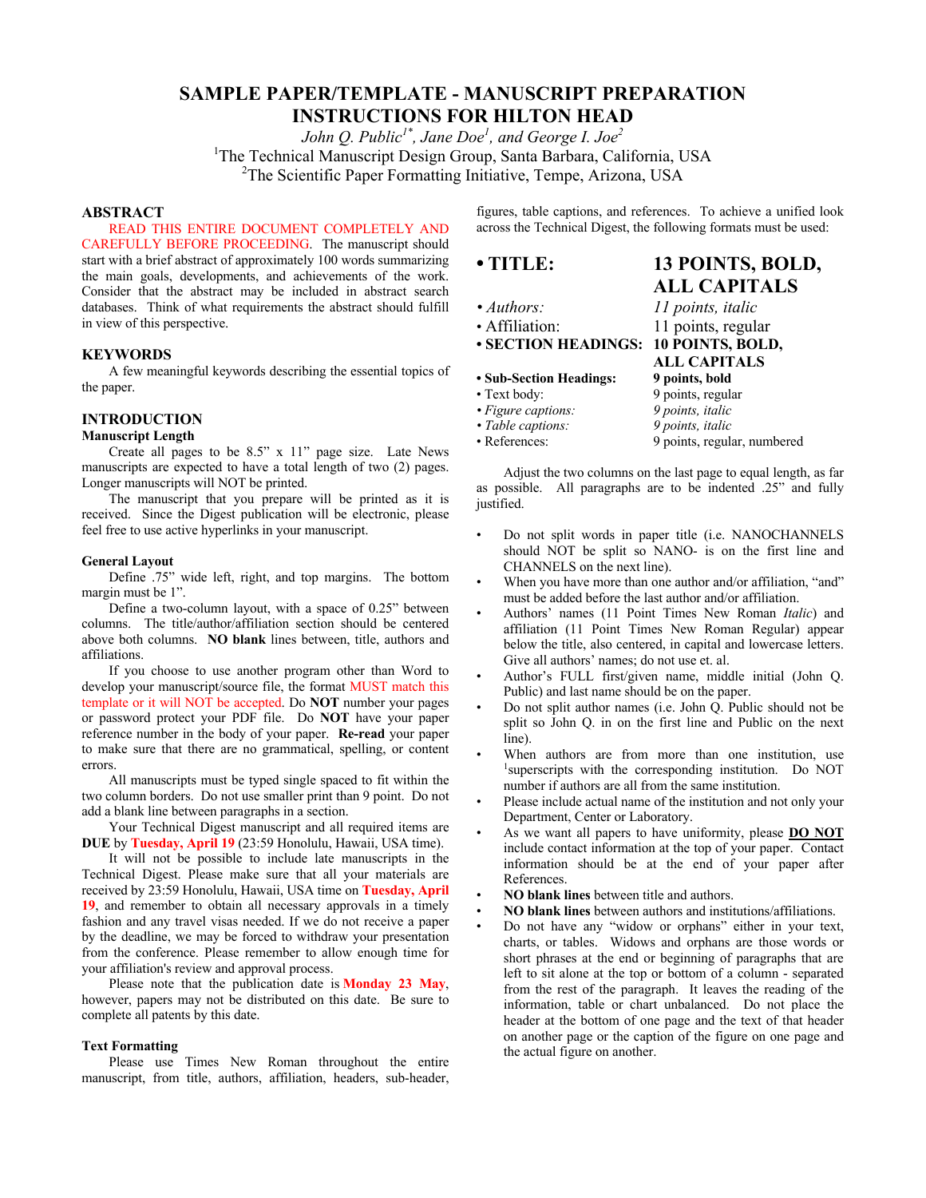# SAMPLE PAPER/TEMPLATE - MANUSCRIPT PREPARATION INSTRUCTIONS FOR HILTON HEAD

*John Q. Public[1*], Jane Doe[1], and George I. Joe[2]*

[1]The Technical Manuscript Design Group, Santa Barbara, California, USA

[2]The Scientific Paper Formatting Initiative, Tempe, Arizona, USA

## ABSTRACT

READ THIS ENTIRE DOCUMENT COMPLETELY AND CAREFULLY BEFORE PROCEEDING. The manuscript should start with a brief abstract of approximately 100 words summarizing the main goals, developments, and achievements of the work. Consider that the abstract may be included in abstract search databases. Think of what requirements the abstract should fulfill in view of this perspective.

## KEYWORDS

A few meaningful keywords describing the essential topics of the paper.

## INTRODUCTION

### Manuscript Length

Create all pages to be 8.5” x 11” page size. Late News manuscripts are expected to have a total length of two (2) pages. Longer manuscripts will NOT be printed.

The manuscript that you prepare will be printed as it is received. Since the Digest publication will be electronic, please feel free to use active hyperlinks in your manuscript.

### General Layout

Define .75” wide left, right, and top margins. The bottom margin must be 1”.

Define a two-column layout, with a space of 0.25” between columns. The title/author/affiliation section should be centered above both columns. **NO blank** lines between, title, authors and affiliations.

If you choose to use another program other than Word to develop your manuscript/source file, the format MUST match this template or it will NOT be accepted. Do **NOT** number your pages or password protect your PDF file. Do **NOT** have your reference number in the body of your paper. **Re-read** your paper to make sure that there are no grammatical, spelling, or content errors.

All manuscripts must be typed single spaced to fit within the two column borders. Do not use smaller print than 9 point. Do not add a blank line between paragraphs in a section.

Your Technical Digest manuscript and all required items are **DUE** by **Tuesday, April 19** (23:59 Honolulu, Hawaii, USA time).

It will not be possible to include late manuscripts in the Technical Digest. Please make sure that all your materials are received by 23:59 Honolulu, Hawaii, USA time on **Tuesday, April 19**, and remember to obtain all necessary approvals in a timely fashion and any travel visas needed. If we do not receive a paper by the deadline, we may be forced to withdraw your presentation from the conference. Please remember to allow enough time for your affiliation's review and approval process.

Please note that the publication date is **Monday 23 May**, however, papers may not be distributed on this date. Be sure to complete all patents by this date.

### Text Formatting

Please use Times New Roman throughout the entire manuscript, from title, authors, affiliation, headers, sub-header, figures, table captions, and references. To achieve a unified look across the Technical Digest, the following formats must be used:

| | |
|---|---|
| **• TITLE:** | **13 POINTS, BOLD, ALL CAPITALS** |
| *• Authors:* | *11 points, italic* |
| • Affiliation: | 11 points, regular |
| **• SECTION HEADINGS:** | **10 POINTS, BOLD, ALL CAPITALS** |
| **• Sub-Section Headings:** | **9 points, bold** |
| • Text body: | 9 points, regular |
| *• Figure captions:* | *9 points, italic* |
| *• Table captions:* | *9 points, italic* |
| • References: | 9 points, regular, numbered |

Adjust the two columns on the last page to equal length, as far as possible. All paragraphs are to be indented .25” and fully justified.

- Do not split words in paper title (i.e. NANOCHANNELS should NOT be split so NANO- is on the first line and CHANNELS on the next line).
- When you have more than one author and/or affiliation, “and” must be added before the last author and/or affiliation.
- Authors’ names (11 Point Times New Roman *Italic*) and affiliation (11 Point Times New Roman Regular) appear below the title, also centered, in capital and lowercase letters. Give all authors’ names; do not use et. al.
- Author’s FULL first/given name, middle initial (John Q. Public) and last name should be on the paper.
- Do not split author names (i.e. John Q. Public should not be split so John Q. in on the first line and Public on the next line).
- When authors are from more than one institution, use [1]superscripts with the corresponding institution. Do NOT number if authors are all from the same institution.
- Please include actual name of the institution and not only your Department, Center or Laboratory.
- As we want all papers to have uniformity, please **DO NOT** include contact information at the top of your paper. Contact information should be at the end of your paper after References.
- **NO blank lines** between title and authors.
- **NO blank lines** between authors and institutions/affiliations.
- Do not have any “widow or orphans” either in your text, charts, or tables. Widows and orphans are those words or short phrases at the end or beginning of paragraphs that are left to sit alone at the top or bottom of a column - separated from the rest of the paragraph. It leaves the reading of the information, table or chart unbalanced. Do not place the header at the bottom of one page and the text of that header on another page or the caption of the figure on one page and the actual figure on another.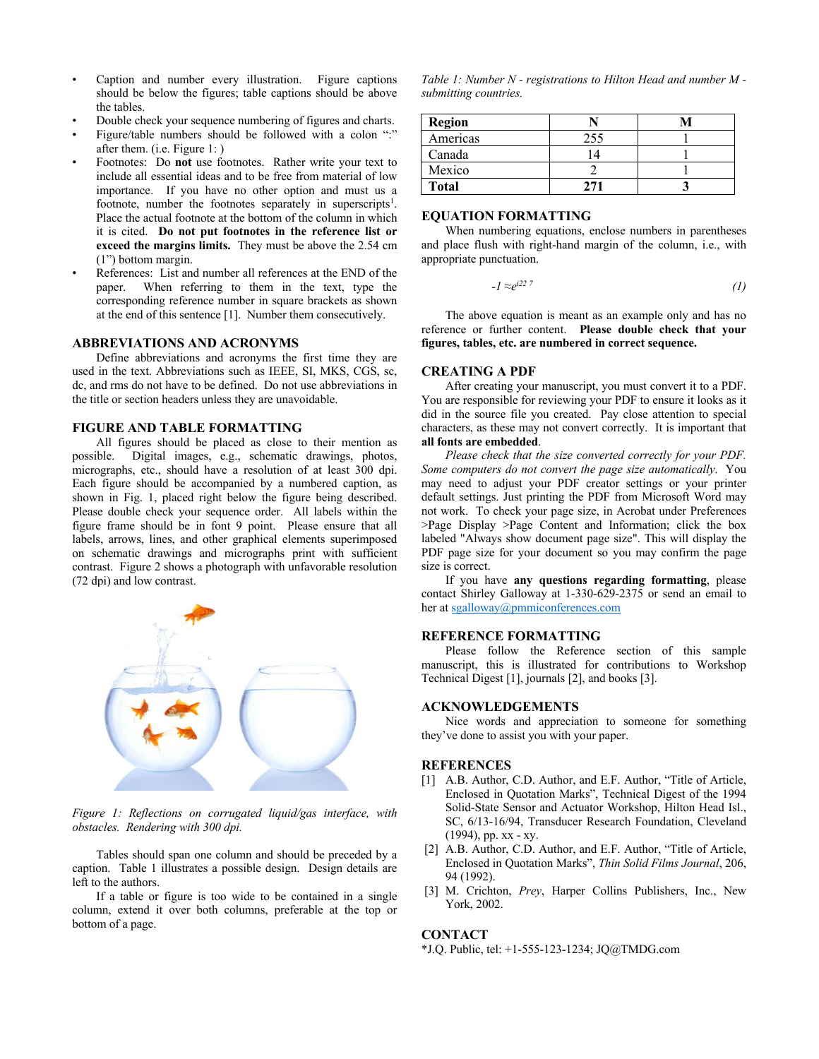- Caption and number every illustration. Figure captions should be below the figures; table captions should be above the tables.
- Double check your sequence numbering of figures and charts.
- Figure/table numbers should be followed with a colon ":" after them. (i.e. Figure 1: )
- Footnotes: Do **not** use footnotes. Rather write your text to include all essential ideas and to be free from material of low importance. If you have no other option and must us a footnote, number the footnotes separately in superscripts[1]. Place the actual footnote at the bottom of the column in which it is cited. **Do not put footnotes in the reference list or exceed the margins limits.** They must be above the 2.54 cm (1") bottom margin.
- References: List and number all references at the END of the paper. When referring to them in the text, type the corresponding reference number in square brackets as shown at the end of this sentence [1]. Number them consecutively.

## ABBREVIATIONS AND ACRONYMS

Define abbreviations and acronyms the first time they are used in the text. Abbreviations such as IEEE, SI, MKS, CGS, sc, dc, and rms do not have to be defined. Do not use abbreviations in the title or section headers unless they are unavoidable.

## FIGURE AND TABLE FORMATTING

All figures should be placed as close to their mention as possible. Digital images, e.g., schematic drawings, photos, micrographs, etc., should have a resolution of at least 300 dpi. Each figure should be accompanied by a numbered caption, as shown in Fig. 1, placed right below the figure being described. Please double check your sequence order. All labels within the figure frame should be in font 9 point. Please ensure that all labels, arrows, lines, and other graphical elements superimposed on schematic drawings and micrographs print with sufficient contrast. Figure 2 shows a photograph with unfavorable resolution (72 dpi) and low contrast.

*Figure 1: Reflections on corrugated liquid/gas interface, with obstacles. Rendering with 300 dpi.*

Tables should span one column and should be preceded by a caption. Table 1 illustrates a possible design. Design details are left to the authors.

If a table or figure is too wide to be contained in a single column, extend it over both columns, preferable at the top or bottom of a page.

*Table 1: Number N - registrations to Hilton Head and number M - submitting countries.*

| Region | N | M |
|---|---|---|
| Americas | 255 | 1 |
| Canada | 14 | 1 |
| Mexico | 2 | 1 |
| **Total** | **271** | **3** |

## EQUATION FORMATTING

When numbering equations, enclose numbers in parentheses and place flush with right-hand margin of the column, i.e., with appropriate punctuation.

$$-1 \approx e^{i22/7} \quad (1)$$

The above equation is meant as an example only and has no reference or further content. **Please double check that your figures, tables, etc. are numbered in correct sequence.**

## CREATING A PDF

After creating your manuscript, you must convert it to a PDF. You are responsible for reviewing your PDF to ensure it looks as it did in the source file you created. Pay close attention to special characters, as these may not convert correctly. It is important that **all fonts are embedded**.

*Please check that the size converted correctly for your PDF. Some computers do not convert the page size automatically*. You may need to adjust your PDF creator settings or your printer default settings. Just printing the PDF from Microsoft Word may not work. To check your page size, in Acrobat under Preferences >Page Display >Page Content and Information; click the box labeled "Always show document page size". This will display the PDF page size for your document so you may confirm the page size is correct.

If you have **any questions regarding formatting**, please contact Shirley Galloway at 1-330-629-2375 or send an email to her at sgalloway@pmmiconferences.com

## REFERENCE FORMATTING

Please follow the Reference section of this sample manuscript, this is illustrated for contributions to Workshop Technical Digest [1], journals [2], and books [3].

## ACKNOWLEDGEMENTS

Nice words and appreciation to someone for something they've done to assist you with your paper.

## REFERENCES

[1] A.B. Author, C.D. Author, and E.F. Author, "Title of Article, Enclosed in Quotation Marks", Technical Digest of the 1994 Solid-State Sensor and Actuator Workshop, Hilton Head Isl., SC, 6/13-16/94, Transducer Research Foundation, Cleveland (1994), pp. xx - xy.

[2] A.B. Author, C.D. Author, and E.F. Author, "Title of Article, Enclosed in Quotation Marks", *Thin Solid Films Journal*, 206, 94 (1992).

[3] M. Crichton, *Prey*, Harper Collins Publishers, Inc., New York, 2002.

## CONTACT

*J.Q. Public, tel: +1-555-123-1234; JQ@TMDG.com